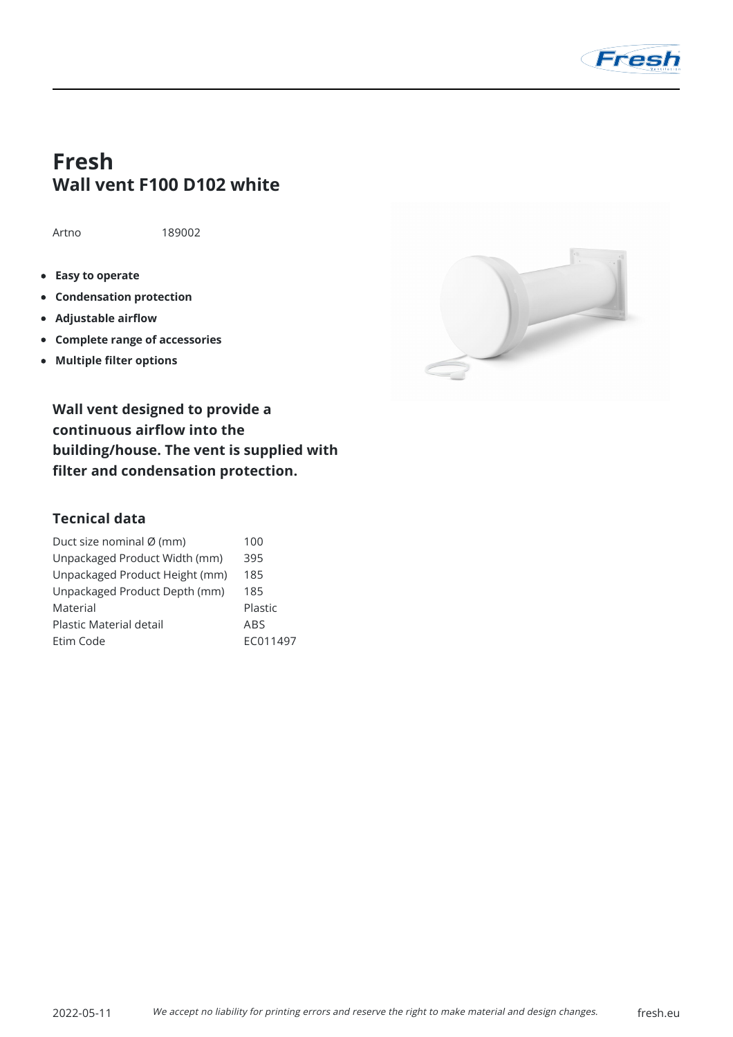# Fresh
## Wall vent F100 D102 white

| Artno | 189002 |
|---|---|

- **Easy to operate**
- **Condensation protection**
- **Adjustable airflow**
- **Complete range of accessories**
- **Multiple filter options**

**Wall vent designed to provide a continuous airflow into the building/house. The vent is supplied with filter and condensation protection.**

### Tecnical data

| | |
|---|---|
| Duct size nominal Ø (mm) | 100 |
| Unpackaged Product Width (mm) | 395 |
| Unpackaged Product Height (mm) | 185 |
| Unpackaged Product Depth (mm) | 185 |
| Material | Plastic |
| Plastic Material detail | ABS |
| Etim Code | EC011497 |

2022-05-11 *We accept no liability for printing errors and reserve the right to make material and design changes.* fresh.eu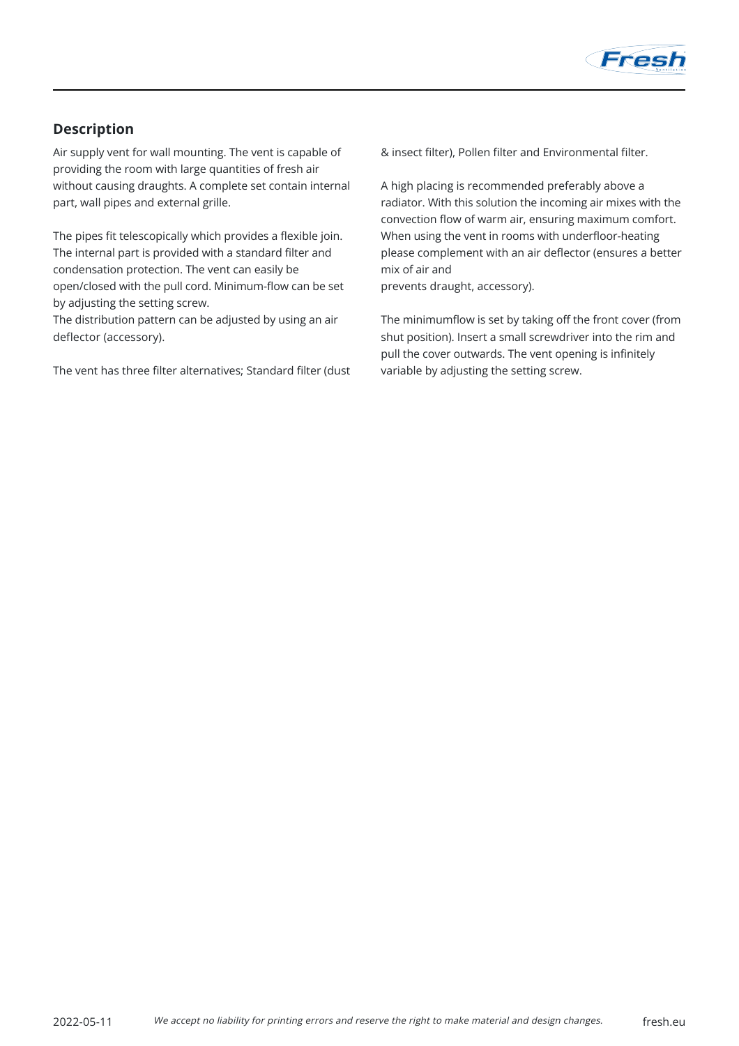## Description

Air supply vent for wall mounting. The vent is capable of providing the room with large quantities of fresh air without causing draughts. A complete set contain internal part, wall pipes and external grille.

The pipes fit telescopically which provides a flexible join. The internal part is provided with a standard filter and condensation protection. The vent can easily be open/closed with the pull cord. Minimum-flow can be set by adjusting the setting screw.
The distribution pattern can be adjusted by using an air deflector (accessory).

The vent has three filter alternatives; Standard filter (dust & insect filter), Pollen filter and Environmental filter.

A high placing is recommended preferably above a radiator. With this solution the incoming air mixes with the convection flow of warm air, ensuring maximum comfort. When using the vent in rooms with underfloor-heating please complement with an air deflector (ensures a better mix of air and
prevents draught, accessory).

The minimumflow is set by taking off the front cover (from shut position). Insert a small screwdriver into the rim and pull the cover outwards. The vent opening is infinitely variable by adjusting the setting screw.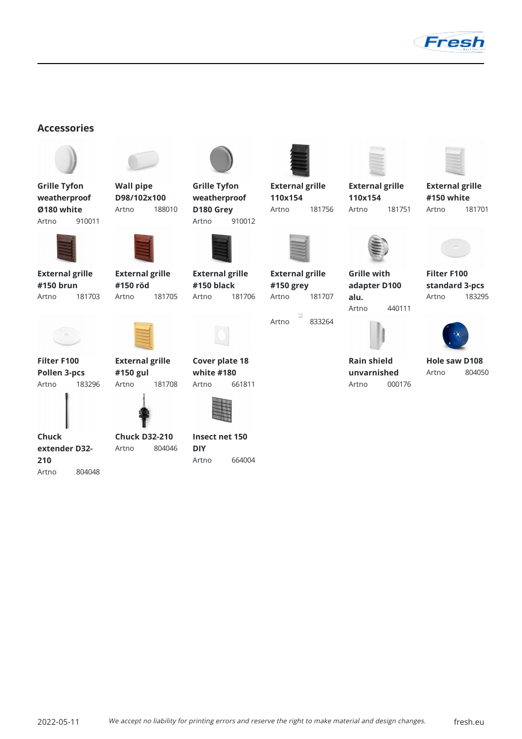## Accessories

**Grille Tyfon weatherproof Ø180 white**
Artno 910011

**Wall pipe D98/102x100**
Artno 188010

**Grille Tyfon weatherproof D180 Grey**
Artno 910012

**External grille 110x154**
Artno 181756

**External grille 110x154**
Artno 181751

**External grille #150 white**
Artno 181701

**External grille #150 brun**
Artno 181703

**External grille #150 röd**
Artno 181705

**External grille #150 black**
Artno 181706

**External grille #150 grey**
Artno 181707

**Grille with adapter D100 alu.**
Artno 440111

**Filter F100 standard 3-pcs**
Artno 183295

Artno 833264

**Filter F100 Pollen 3-pcs**
Artno 183296

**External grille #150 gul**
Artno 181708

**Cover plate 18 white #180**
Artno 661811

**Rain shield unvarnished**
Artno 000176

**Hole saw D108**
Artno 804050

**Chuck extender D32-210**
Artno 804048

**Chuck D32-210**
Artno 804046

**Insect net 150 DIY**
Artno 664004

2022-05-11 *We accept no liability for printing errors and reserve the right to make material and design changes.* fresh.eu